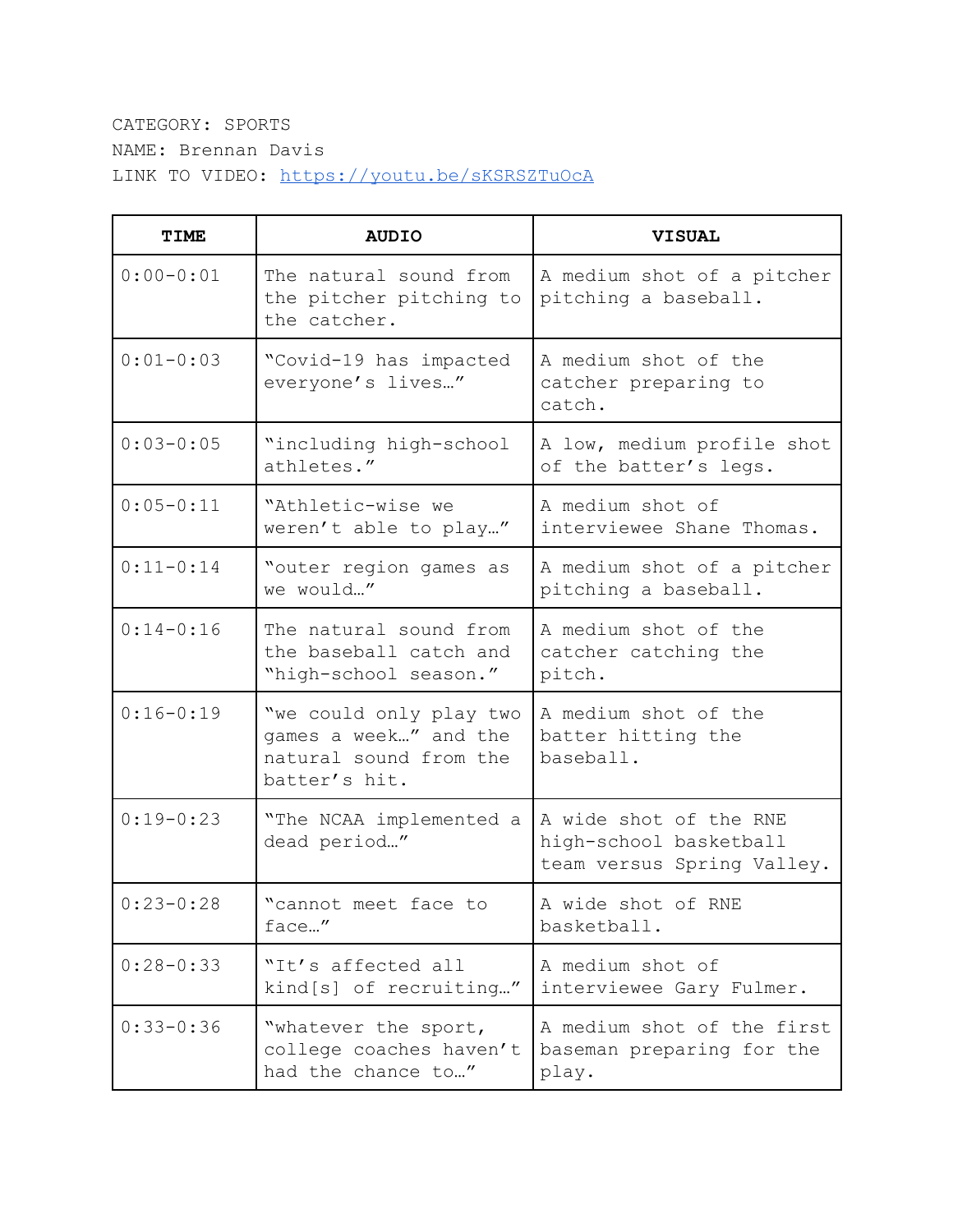CATEGORY: SPORTS

NAME: Brennan Davis

LINK TO VIDEO: https://youtu.be/sKSRSZTuOcA

| TIME | AUDIO | VISUAL |
|---|---|---|
| 0:00-0:01 | The natural sound from the pitcher pitching to the catcher. | A medium shot of a pitcher pitching a baseball. |
| 0:01-0:03 | "Covid-19 has impacted everyone's lives…" | A medium shot of the catcher preparing to catch. |
| 0:03-0:05 | "including high-school athletes." | A low, medium profile shot of the batter's legs. |
| 0:05-0:11 | "Athletic-wise we weren't able to play…" | A medium shot of interviewee Shane Thomas. |
| 0:11-0:14 | "outer region games as we would…" | A medium shot of a pitcher pitching a baseball. |
| 0:14-0:16 | The natural sound from the baseball catch and "high-school season." | A medium shot of the catcher catching the pitch. |
| 0:16-0:19 | "we could only play two games a week…" and the natural sound from the batter's hit. | A medium shot of the batter hitting the baseball. |
| 0:19-0:23 | "The NCAA implemented a dead period…" | A wide shot of the RNE high-school basketball team versus Spring Valley. |
| 0:23-0:28 | "cannot meet face to face…" | A wide shot of RNE basketball. |
| 0:28-0:33 | "It's affected all kind[s] of recruiting…" | A medium shot of interviewee Gary Fulmer. |
| 0:33-0:36 | "whatever the sport, college coaches haven't had the chance to…" | A medium shot of the first baseman preparing for the play. |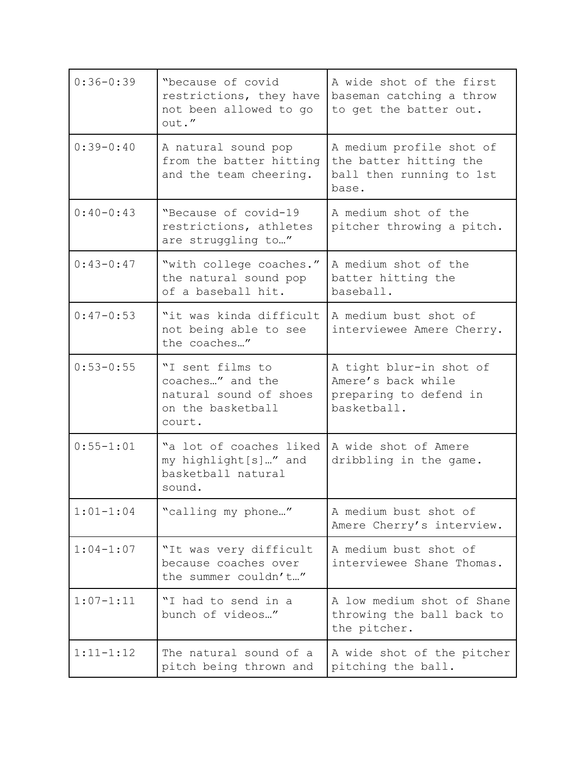| | | |
|---|---|---|
| 0:36-0:39 | "because of covid restrictions, they have not been allowed to go out." | A wide shot of the first baseman catching a throw to get the batter out. |
| 0:39-0:40 | A natural sound pop from the batter hitting and the team cheering. | A medium profile shot of the batter hitting the ball then running to 1st base. |
| 0:40-0:43 | "Because of covid-19 restrictions, athletes are struggling to…" | A medium shot of the pitcher throwing a pitch. |
| 0:43-0:47 | "with college coaches." the natural sound pop of a baseball hit. | A medium shot of the batter hitting the baseball. |
| 0:47-0:53 | "it was kinda difficult not being able to see the coaches…" | A medium bust shot of interviewee Amere Cherry. |
| 0:53-0:55 | "I sent films to coaches…" and the natural sound of shoes on the basketball court. | A tight blur-in shot of Amere's back while preparing to defend in basketball. |
| 0:55-1:01 | "a lot of coaches liked my highlight[s]…" and basketball natural sound. | A wide shot of Amere dribbling in the game. |
| 1:01-1:04 | "calling my phone…" | A medium bust shot of Amere Cherry's interview. |
| 1:04-1:07 | "It was very difficult because coaches over the summer couldn't…" | A medium bust shot of interviewee Shane Thomas. |
| 1:07-1:11 | "I had to send in a bunch of videos…" | A low medium shot of Shane throwing the ball back to the pitcher. |
| 1:11-1:12 | The natural sound of a pitch being thrown and | A wide shot of the pitcher pitching the ball. |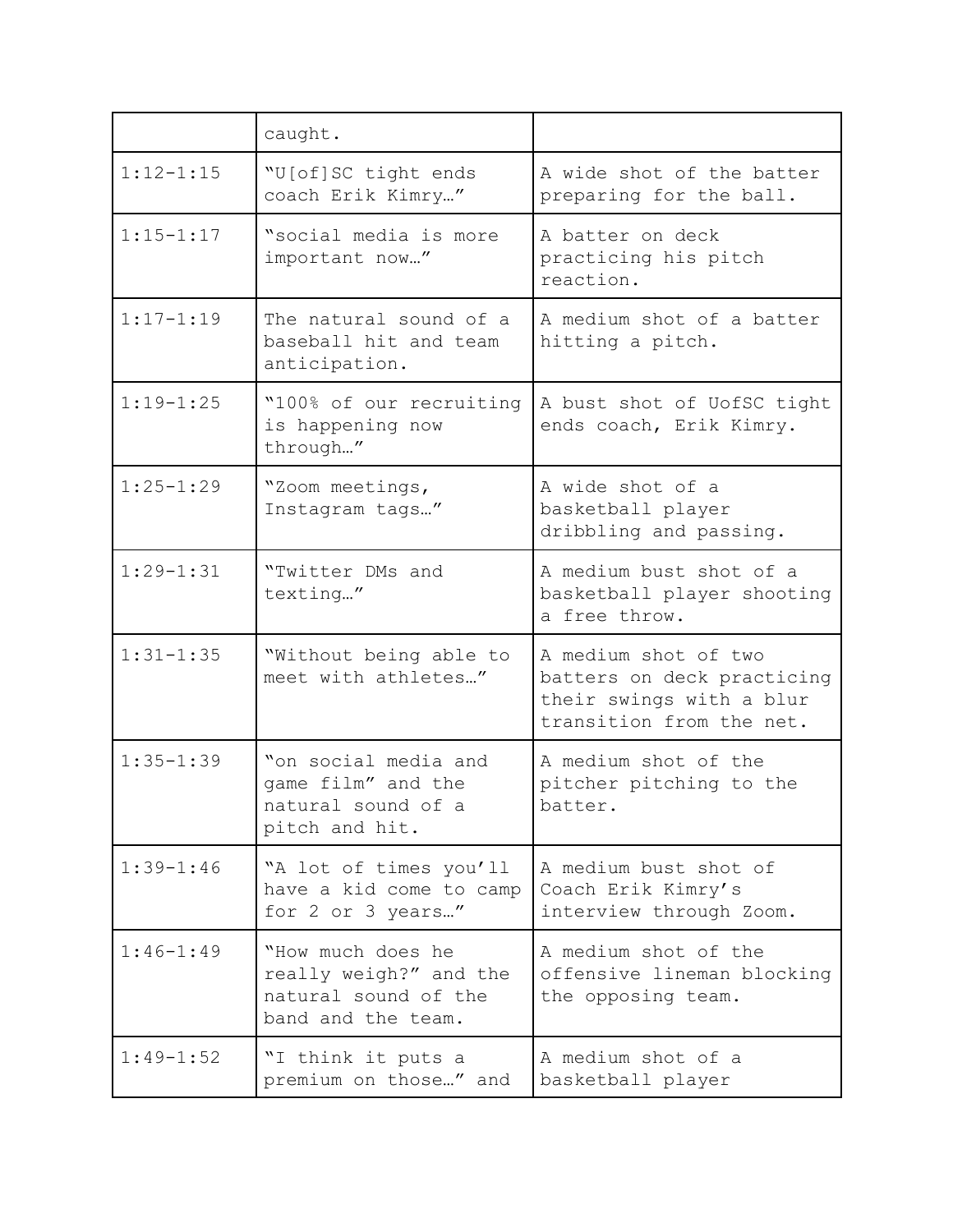| | | |
|---|---|---|
| | caught. | |
| 1:12-1:15 | "U[of]SC tight ends coach Erik Kimry…" | A wide shot of the batter preparing for the ball. |
| 1:15-1:17 | "social media is more important now…" | A batter on deck practicing his pitch reaction. |
| 1:17-1:19 | The natural sound of a baseball hit and team anticipation. | A medium shot of a batter hitting a pitch. |
| 1:19-1:25 | "100% of our recruiting is happening now through…" | A bust shot of UofSC tight ends coach, Erik Kimry. |
| 1:25-1:29 | "Zoom meetings, Instagram tags…" | A wide shot of a basketball player dribbling and passing. |
| 1:29-1:31 | "Twitter DMs and texting…" | A medium bust shot of a basketball player shooting a free throw. |
| 1:31-1:35 | "Without being able to meet with athletes…" | A medium shot of two batters on deck practicing their swings with a blur transition from the net. |
| 1:35-1:39 | "on social media and game film" and the natural sound of a pitch and hit. | A medium shot of the pitcher pitching to the batter. |
| 1:39-1:46 | "A lot of times you'll have a kid come to camp for 2 or 3 years…" | A medium bust shot of Coach Erik Kimry's interview through Zoom. |
| 1:46-1:49 | "How much does he really weigh?" and the natural sound of the band and the team. | A medium shot of the offensive lineman blocking the opposing team. |
| 1:49-1:52 | "I think it puts a premium on those…" and | A medium shot of a basketball player |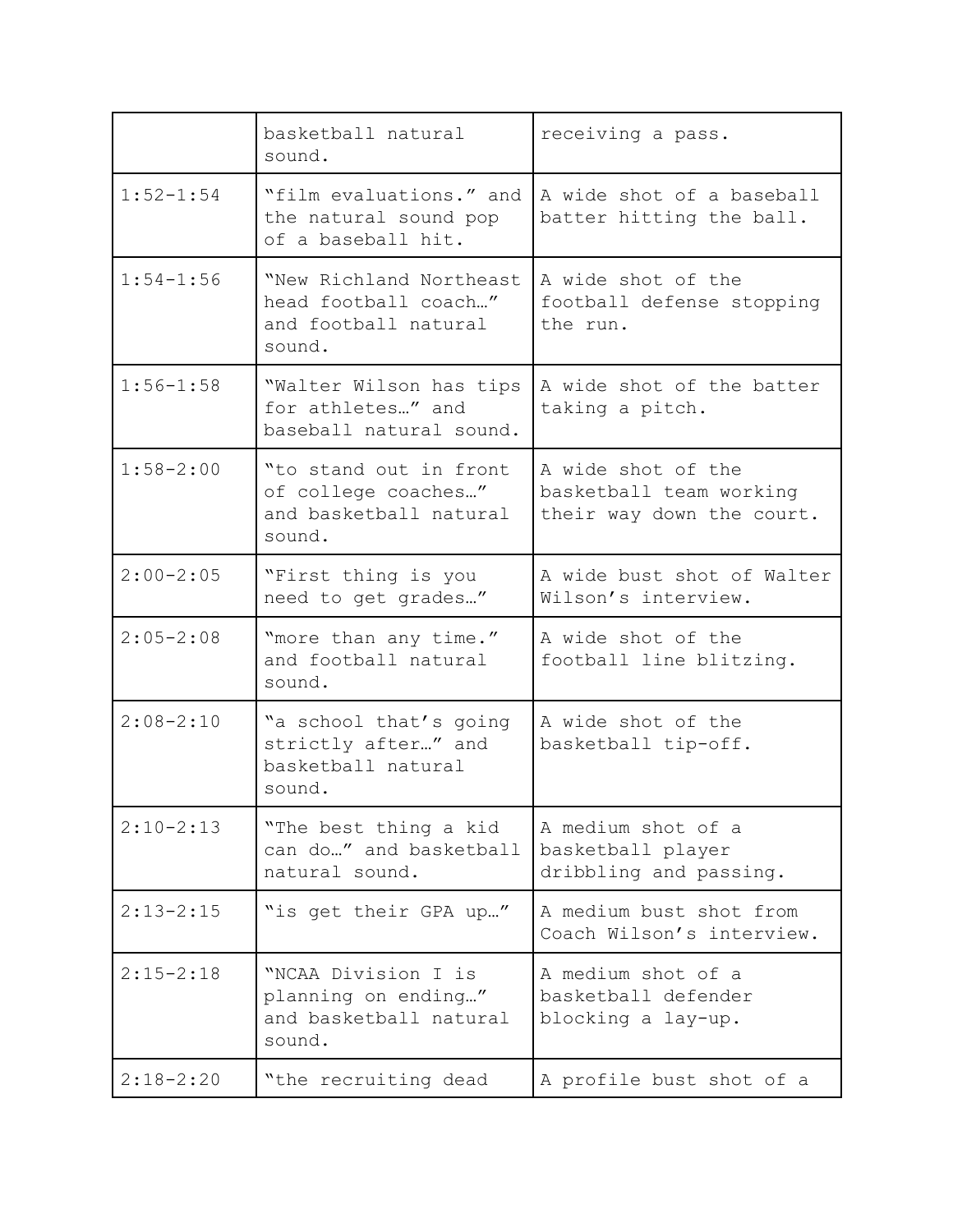| | | |
|---|---|---|
| | basketball natural sound. | receiving a pass. |
| 1:52-1:54 | “film evaluations.” and the natural sound pop of a baseball hit. | A wide shot of a baseball batter hitting the ball. |
| 1:54-1:56 | “New Richland Northeast head football coach…” and football natural sound. | A wide shot of the football defense stopping the run. |
| 1:56-1:58 | “Walter Wilson has tips for athletes…” and baseball natural sound. | A wide shot of the batter taking a pitch. |
| 1:58-2:00 | “to stand out in front of college coaches…” and basketball natural sound. | A wide shot of the basketball team working their way down the court. |
| 2:00-2:05 | “First thing is you need to get grades…” | A wide bust shot of Walter Wilson’s interview. |
| 2:05-2:08 | “more than any time.” and football natural sound. | A wide shot of the football line blitzing. |
| 2:08-2:10 | “a school that’s going strictly after…” and basketball natural sound. | A wide shot of the basketball tip-off. |
| 2:10-2:13 | “The best thing a kid can do…” and basketball natural sound. | A medium shot of a basketball player dribbling and passing. |
| 2:13-2:15 | “is get their GPA up…” | A medium bust shot from Coach Wilson’s interview. |
| 2:15-2:18 | “NCAA Division I is planning on ending…” and basketball natural sound. | A medium shot of a basketball defender blocking a lay-up. |
| 2:18-2:20 | “the recruiting dead | A profile bust shot of a |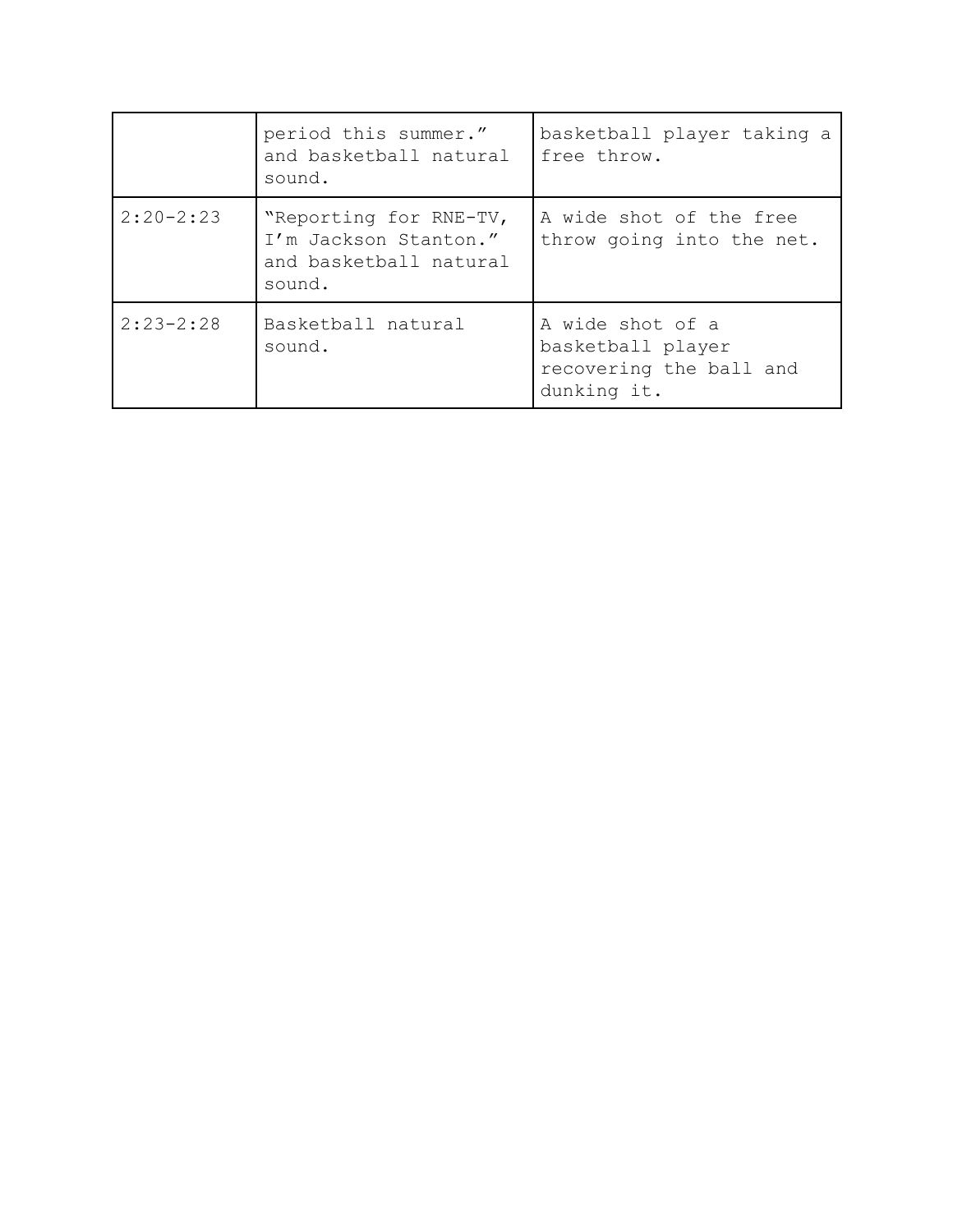| | | |
|---|---|---|
| | period this summer." and basketball natural sound. | basketball player taking a free throw. |
| 2:20-2:23 | "Reporting for RNE-TV, I'm Jackson Stanton." and basketball natural sound. | A wide shot of the free throw going into the net. |
| 2:23-2:28 | Basketball natural sound. | A wide shot of a basketball player recovering the ball and dunking it. |